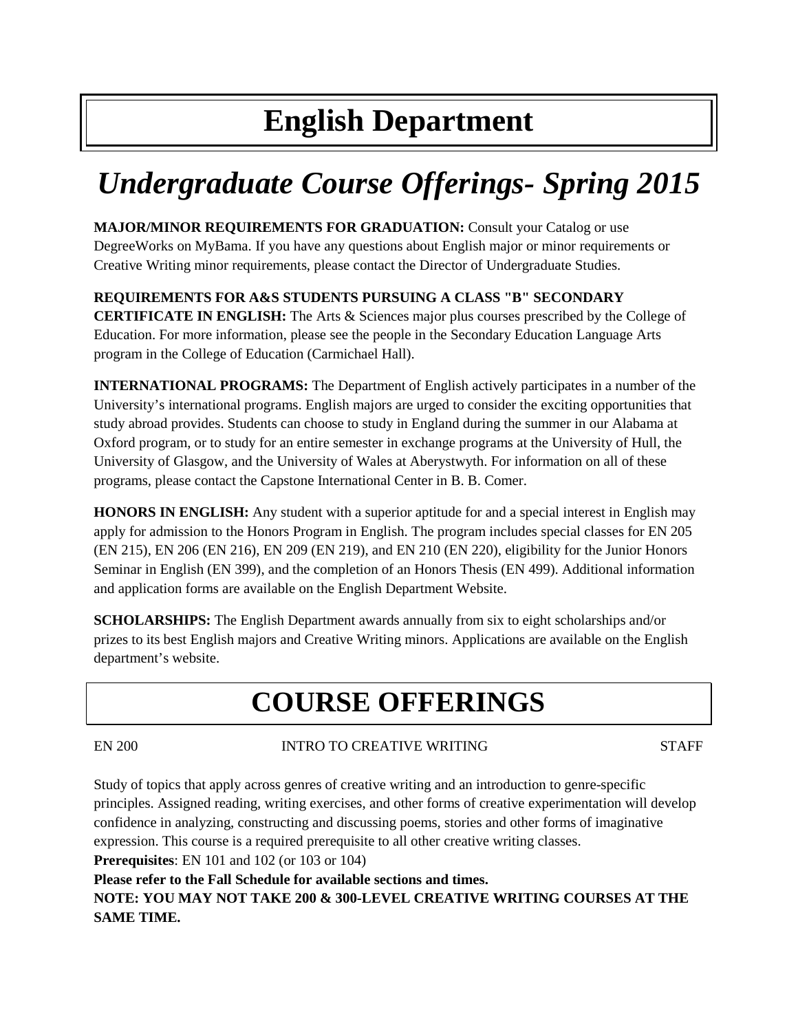# English Department

## *Undergraduate Course Offerings- Spring 2015*

**MAJOR/MINOR REQUIREMENTS FOR GRADUATION:** Consult your Catalog or use DegreeWorks on MyBama. If you have any questions about English major or minor requirements or Creative Writing minor requirements, please contact the Director of Undergraduate Studies.

**REQUIREMENTS FOR A&S STUDENTS PURSUING A CLASS "B" SECONDARY CERTIFICATE IN ENGLISH:** The Arts & Sciences major plus courses prescribed by the College of Education. For more information, please see the people in the Secondary Education Language Arts program in the College of Education (Carmichael Hall).

**INTERNATIONAL PROGRAMS:** The Department of English actively participates in a number of the University's international programs. English majors are urged to consider the exciting opportunities that study abroad provides. Students can choose to study in England during the summer in our Alabama at Oxford program, or to study for an entire semester in exchange programs at the University of Hull, the University of Glasgow, and the University of Wales at Aberystwyth. For information on all of these programs, please contact the Capstone International Center in B. B. Comer.

**HONORS IN ENGLISH:** Any student with a superior aptitude for and a special interest in English may apply for admission to the Honors Program in English. The program includes special classes for EN 205 (EN 215), EN 206 (EN 216), EN 209 (EN 219), and EN 210 (EN 220), eligibility for the Junior Honors Seminar in English (EN 399), and the completion of an Honors Thesis (EN 499). Additional information and application forms are available on the English Department Website.

**SCHOLARSHIPS:** The English Department awards annually from six to eight scholarships and/or prizes to its best English majors and Creative Writing minors. Applications are available on the English department's website.

# COURSE OFFERINGS

EN 200 INTRO TO CREATIVE WRITING STAFF

Study of topics that apply across genres of creative writing and an introduction to genre-specific principles. Assigned reading, writing exercises, and other forms of creative experimentation will develop confidence in analyzing, constructing and discussing poems, stories and other forms of imaginative expression. This course is a required prerequisite to all other creative writing classes.

**Prerequisites**: EN 101 and 102 (or 103 or 104)

**Please refer to the Fall Schedule for available sections and times.**

**NOTE: YOU MAY NOT TAKE 200 & 300-LEVEL CREATIVE WRITING COURSES AT THE SAME TIME.**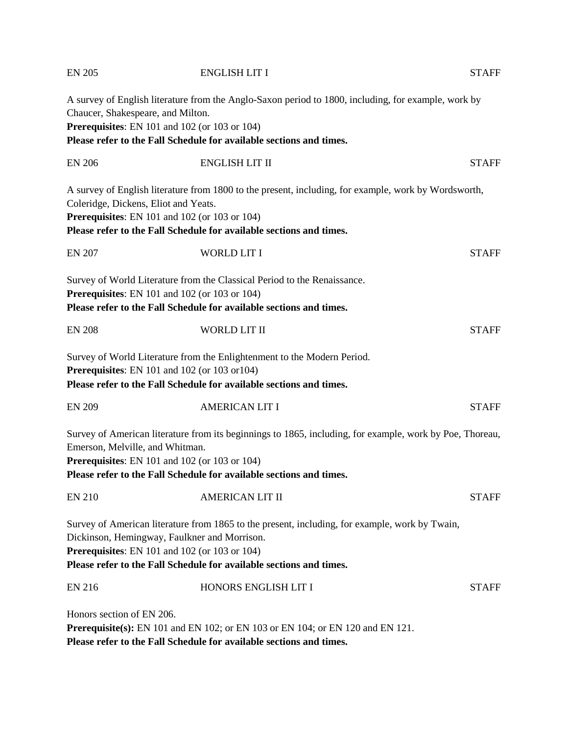EN 205 ENGLISH LIT I STAFF

A survey of English literature from the Anglo-Saxon period to 1800, including, for example, work by Chaucer, Shakespeare, and Milton.
**Prerequisites**: EN 101 and 102 (or 103 or 104)
**Please refer to the Fall Schedule for available sections and times.**

EN 206 ENGLISH LIT II STAFF

A survey of English literature from 1800 to the present, including, for example, work by Wordsworth, Coleridge, Dickens, Eliot and Yeats.
**Prerequisites**: EN 101 and 102 (or 103 or 104)
**Please refer to the Fall Schedule for available sections and times.**

EN 207 WORLD LIT I STAFF

Survey of World Literature from the Classical Period to the Renaissance.
**Prerequisites**: EN 101 and 102 (or 103 or 104)
**Please refer to the Fall Schedule for available sections and times.**

EN 208 WORLD LIT II STAFF

Survey of World Literature from the Enlightenment to the Modern Period.
**Prerequisites**: EN 101 and 102 (or 103 or104)
**Please refer to the Fall Schedule for available sections and times.**

EN 209 AMERICAN LIT I STAFF

Survey of American literature from its beginnings to 1865, including, for example, work by Poe, Thoreau, Emerson, Melville, and Whitman.
**Prerequisites**: EN 101 and 102 (or 103 or 104)
**Please refer to the Fall Schedule for available sections and times.**

EN 210 AMERICAN LIT II STAFF

Survey of American literature from 1865 to the present, including, for example, work by Twain, Dickinson, Hemingway, Faulkner and Morrison.
**Prerequisites**: EN 101 and 102 (or 103 or 104)
**Please refer to the Fall Schedule for available sections and times.**

EN 216 HONORS ENGLISH LIT I STAFF

Honors section of EN 206.
**Prerequisite(s):** EN 101 and EN 102; or EN 103 or EN 104; or EN 120 and EN 121.
**Please refer to the Fall Schedule for available sections and times.**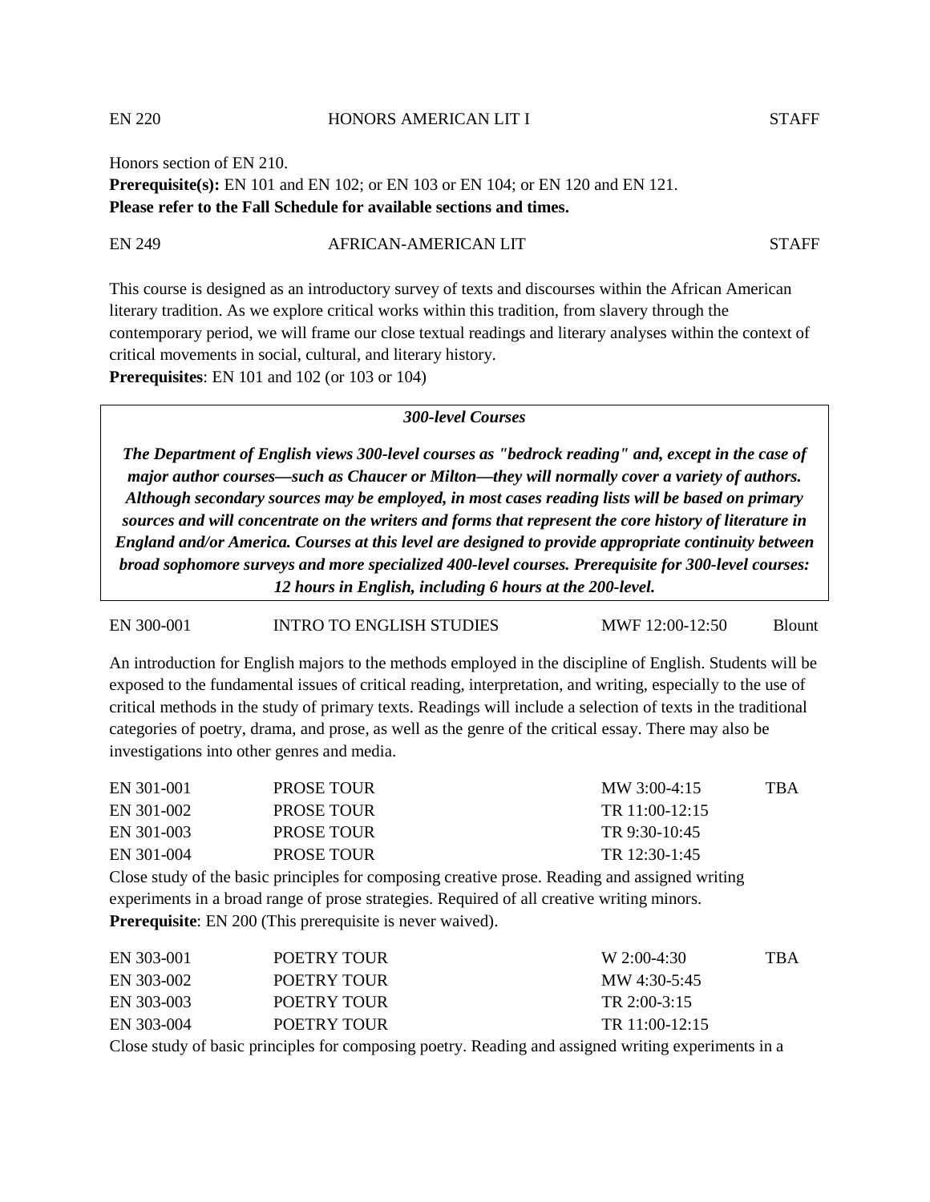EN 220 HONORS AMERICAN LIT I STAFF

Honors section of EN 210.
**Prerequisite(s):** EN 101 and EN 102; or EN 103 or EN 104; or EN 120 and EN 121.
**Please refer to the Fall Schedule for available sections and times.**

EN 249 AFRICAN-AMERICAN LIT STAFF

This course is designed as an introductory survey of texts and discourses within the African American literary tradition. As we explore critical works within this tradition, from slavery through the contemporary period, we will frame our close textual readings and literary analyses within the context of critical movements in social, cultural, and literary history.
**Prerequisites**: EN 101 and 102 (or 103 or 104)

***300-level Courses***

***The Department of English views 300-level courses as "bedrock reading" and, except in the case of major author courses—such as Chaucer or Milton—they will normally cover a variety of authors. Although secondary sources may be employed, in most cases reading lists will be based on primary sources and will concentrate on the writers and forms that represent the core history of literature in England and/or America. Courses at this level are designed to provide appropriate continuity between broad sophomore surveys and more specialized 400-level courses. Prerequisite for 300-level courses: 12 hours in English, including 6 hours at the 200-level.***

EN 300-001 INTRO TO ENGLISH STUDIES MWF 12:00-12:50 Blount

An introduction for English majors to the methods employed in the discipline of English. Students will be exposed to the fundamental issues of critical reading, interpretation, and writing, especially to the use of critical methods in the study of primary texts. Readings will include a selection of texts in the traditional categories of poetry, drama, and prose, as well as the genre of the critical essay. There may also be investigations into other genres and media.

| | | | |
|---|---|---|---|
| EN 301-001 | PROSE TOUR | MW 3:00-4:15 | TBA |
| EN 301-002 | PROSE TOUR | TR 11:00-12:15 | |
| EN 301-003 | PROSE TOUR | TR 9:30-10:45 | |
| EN 301-004 | PROSE TOUR | TR 12:30-1:45 | |

Close study of the basic principles for composing creative prose. Reading and assigned writing experiments in a broad range of prose strategies. Required of all creative writing minors.
**Prerequisite**: EN 200 (This prerequisite is never waived).

| | | | |
|---|---|---|---|
| EN 303-001 | POETRY TOUR | W 2:00-4:30 | TBA |
| EN 303-002 | POETRY TOUR | MW 4:30-5:45 | |
| EN 303-003 | POETRY TOUR | TR 2:00-3:15 | |
| EN 303-004 | POETRY TOUR | TR 11:00-12:15 | |

Close study of basic principles for composing poetry. Reading and assigned writing experiments in a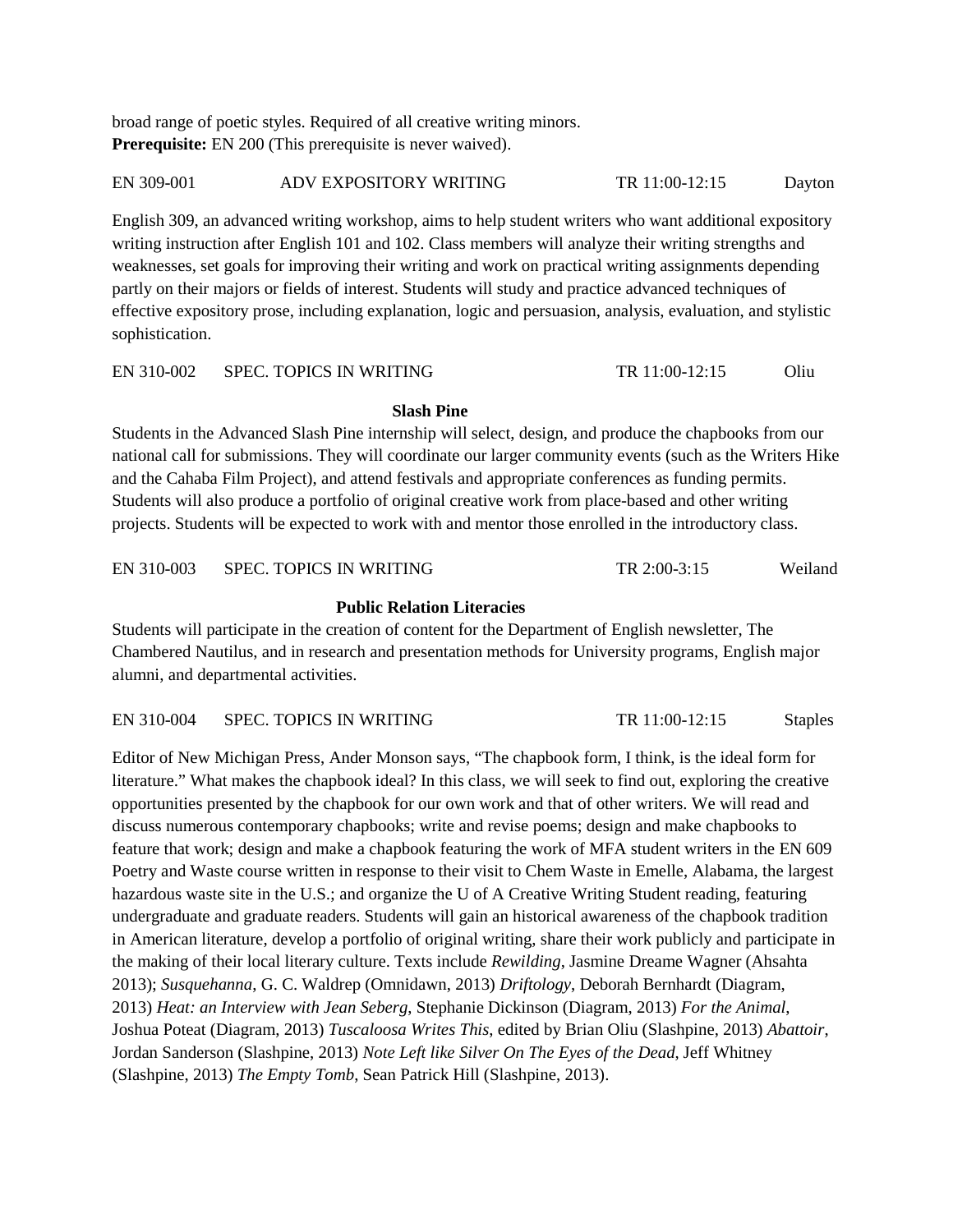broad range of poetic styles. Required of all creative writing minors.
**Prerequisite:** EN 200 (This prerequisite is never waived).

EN 309-001 ADV EXPOSITORY WRITING TR 11:00-12:15 Dayton

English 309, an advanced writing workshop, aims to help student writers who want additional expository writing instruction after English 101 and 102. Class members will analyze their writing strengths and weaknesses, set goals for improving their writing and work on practical writing assignments depending partly on their majors or fields of interest. Students will study and practice advanced techniques of effective expository prose, including explanation, logic and persuasion, analysis, evaluation, and stylistic sophistication.

EN 310-002 SPEC. TOPICS IN WRITING TR 11:00-12:15 Oliu

**Slash Pine**

Students in the Advanced Slash Pine internship will select, design, and produce the chapbooks from our national call for submissions. They will coordinate our larger community events (such as the Writers Hike and the Cahaba Film Project), and attend festivals and appropriate conferences as funding permits. Students will also produce a portfolio of original creative work from place-based and other writing projects. Students will be expected to work with and mentor those enrolled in the introductory class.

EN 310-003 SPEC. TOPICS IN WRITING TR 2:00-3:15 Weiland

**Public Relation Literacies**

Students will participate in the creation of content for the Department of English newsletter, The Chambered Nautilus, and in research and presentation methods for University programs, English major alumni, and departmental activities.

EN 310-004 SPEC. TOPICS IN WRITING TR 11:00-12:15 Staples

Editor of New Michigan Press, Ander Monson says, "The chapbook form, I think, is the ideal form for literature." What makes the chapbook ideal? In this class, we will seek to find out, exploring the creative opportunities presented by the chapbook for our own work and that of other writers. We will read and discuss numerous contemporary chapbooks; write and revise poems; design and make chapbooks to feature that work; design and make a chapbook featuring the work of MFA student writers in the EN 609 Poetry and Waste course written in response to their visit to Chem Waste in Emelle, Alabama, the largest hazardous waste site in the U.S.; and organize the U of A Creative Writing Student reading, featuring undergraduate and graduate readers. Students will gain an historical awareness of the chapbook tradition in American literature, develop a portfolio of original writing, share their work publicly and participate in the making of their local literary culture. Texts include *Rewilding*, Jasmine Dreame Wagner (Ahsahta 2013); *Susquehanna*, G. C. Waldrep (Omnidawn, 2013) *Driftology*, Deborah Bernhardt (Diagram, 2013) *Heat: an Interview with Jean Seberg*, Stephanie Dickinson (Diagram, 2013) *For the Animal*, Joshua Poteat (Diagram, 2013) *Tuscaloosa Writes This*, edited by Brian Oliu (Slashpine, 2013) *Abattoir*, Jordan Sanderson (Slashpine, 2013) *Note Left like Silver On The Eyes of the Dead*, Jeff Whitney (Slashpine, 2013) *The Empty Tomb*, Sean Patrick Hill (Slashpine, 2013).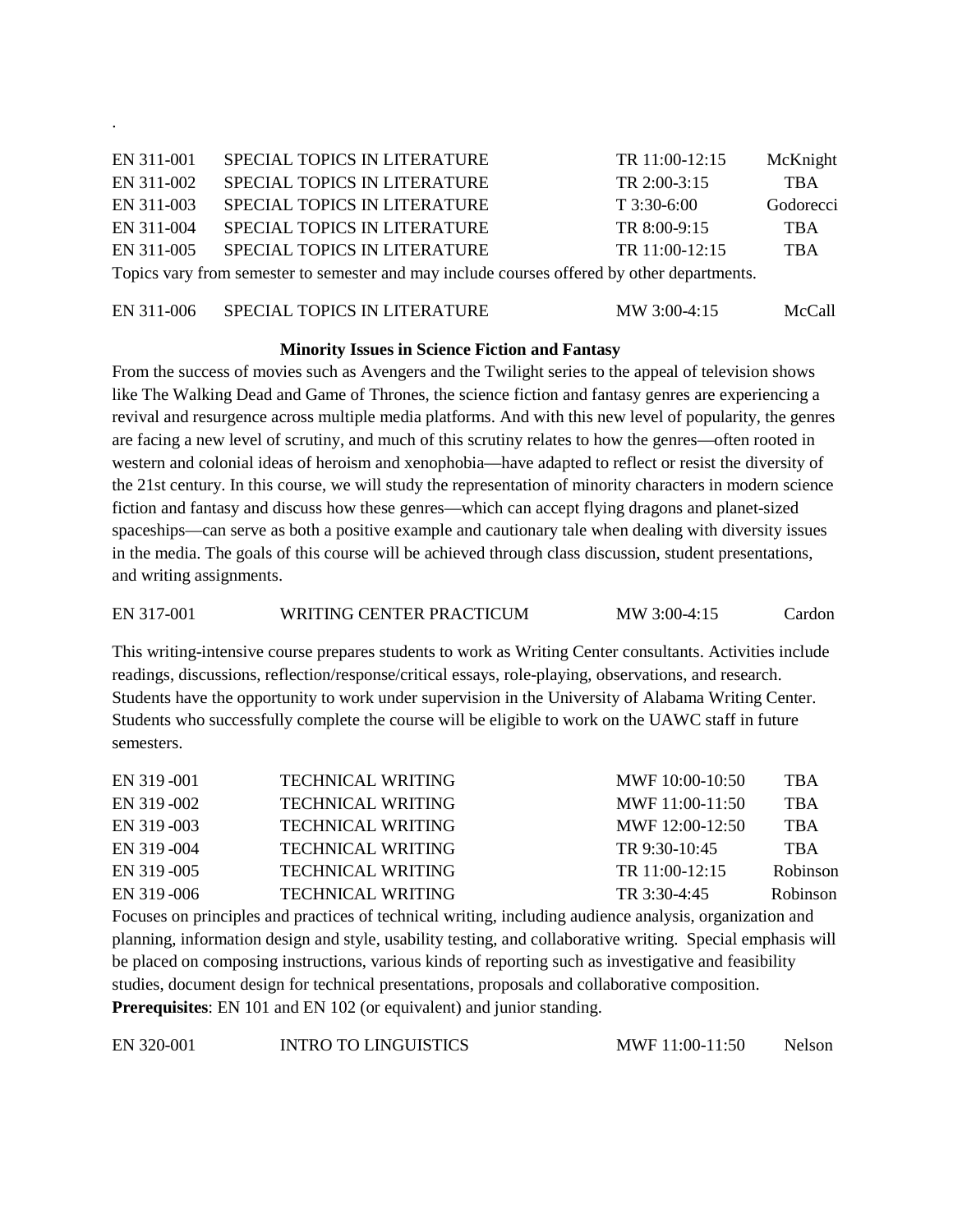.

| | | | |
|---|---|---|---|
| EN 311-001 | SPECIAL TOPICS IN LITERATURE | TR 11:00-12:15 | McKnight |
| EN 311-002 | SPECIAL TOPICS IN LITERATURE | TR 2:00-3:15 | TBA |
| EN 311-003 | SPECIAL TOPICS IN LITERATURE | T 3:30-6:00 | Godorecci |
| EN 311-004 | SPECIAL TOPICS IN LITERATURE | TR 8:00-9:15 | TBA |
| EN 311-005 | SPECIAL TOPICS IN LITERATURE | TR 11:00-12:15 | TBA |

Topics vary from semester to semester and may include courses offered by other departments.

| | | | |
|---|---|---|---|
| EN 311-006 | SPECIAL TOPICS IN LITERATURE | MW 3:00-4:15 | McCall |

**Minority Issues in Science Fiction and Fantasy**

From the success of movies such as Avengers and the Twilight series to the appeal of television shows like The Walking Dead and Game of Thrones, the science fiction and fantasy genres are experiencing a revival and resurgence across multiple media platforms. And with this new level of popularity, the genres are facing a new level of scrutiny, and much of this scrutiny relates to how the genres—often rooted in western and colonial ideas of heroism and xenophobia—have adapted to reflect or resist the diversity of the 21st century. In this course, we will study the representation of minority characters in modern science fiction and fantasy and discuss how these genres—which can accept flying dragons and planet-sized spaceships—can serve as both a positive example and cautionary tale when dealing with diversity issues in the media. The goals of this course will be achieved through class discussion, student presentations, and writing assignments.

| | | | |
|---|---|---|---|
| EN 317-001 | WRITING CENTER PRACTICUM | MW 3:00-4:15 | Cardon |

This writing-intensive course prepares students to work as Writing Center consultants. Activities include readings, discussions, reflection/response/critical essays, role-playing, observations, and research. Students have the opportunity to work under supervision in the University of Alabama Writing Center. Students who successfully complete the course will be eligible to work on the UAWC staff in future semesters.

| | | | |
|---|---|---|---|
| EN 319 -001 | TECHNICAL WRITING | MWF 10:00-10:50 | TBA |
| EN 319 -002 | TECHNICAL WRITING | MWF 11:00-11:50 | TBA |
| EN 319 -003 | TECHNICAL WRITING | MWF 12:00-12:50 | TBA |
| EN 319 -004 | TECHNICAL WRITING | TR 9:30-10:45 | TBA |
| EN 319 -005 | TECHNICAL WRITING | TR 11:00-12:15 | Robinson |
| EN 319 -006 | TECHNICAL WRITING | TR 3:30-4:45 | Robinson |

Focuses on principles and practices of technical writing, including audience analysis, organization and planning, information design and style, usability testing, and collaborative writing. Special emphasis will be placed on composing instructions, various kinds of reporting such as investigative and feasibility studies, document design for technical presentations, proposals and collaborative composition.
**Prerequisites**: EN 101 and EN 102 (or equivalent) and junior standing.

| | | | |
|---|---|---|---|
| EN 320-001 | INTRO TO LINGUISTICS | MWF 11:00-11:50 | Nelson |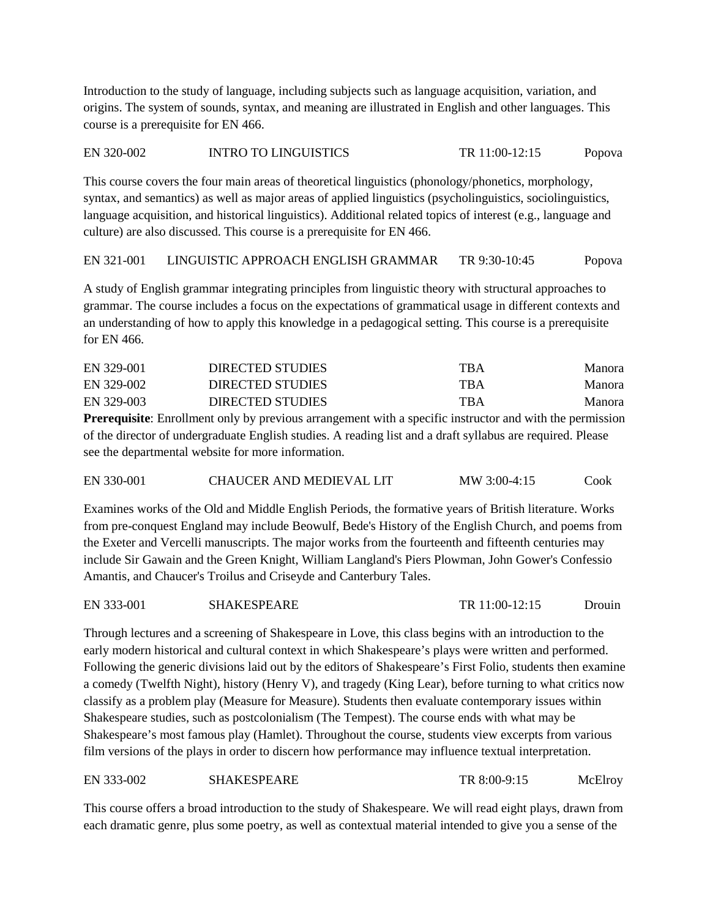Introduction to the study of language, including subjects such as language acquisition, variation, and origins. The system of sounds, syntax, and meaning are illustrated in English and other languages. This course is a prerequisite for EN 466.

| EN 320-002 | INTRO TO LINGUISTICS | TR 11:00-12:15 | Popova |
|---|---|---|---|

This course covers the four main areas of theoretical linguistics (phonology/phonetics, morphology, syntax, and semantics) as well as major areas of applied linguistics (psycholinguistics, sociolinguistics, language acquisition, and historical linguistics). Additional related topics of interest (e.g., language and culture) are also discussed. This course is a prerequisite for EN 466.

| EN 321-001 | LINGUISTIC APPROACH ENGLISH GRAMMAR | TR 9:30-10:45 | Popova |
|---|---|---|---|

A study of English grammar integrating principles from linguistic theory with structural approaches to grammar. The course includes a focus on the expectations of grammatical usage in different contexts and an understanding of how to apply this knowledge in a pedagogical setting. This course is a prerequisite for EN 466.

| EN 329-001 | DIRECTED STUDIES | TBA | Manora |
|---|---|---|---|
| EN 329-002 | DIRECTED STUDIES | TBA | Manora |
| EN 329-003 | DIRECTED STUDIES | TBA | Manora |

**Prerequisite**: Enrollment only by previous arrangement with a specific instructor and with the permission of the director of undergraduate English studies. A reading list and a draft syllabus are required. Please see the departmental website for more information.

| EN 330-001 | CHAUCER AND MEDIEVAL LIT | MW 3:00-4:15 | Cook |
|---|---|---|---|

Examines works of the Old and Middle English Periods, the formative years of British literature. Works from pre-conquest England may include Beowulf, Bede's History of the English Church, and poems from the Exeter and Vercelli manuscripts. The major works from the fourteenth and fifteenth centuries may include Sir Gawain and the Green Knight, William Langland's Piers Plowman, John Gower's Confessio Amantis, and Chaucer's Troilus and Criseyde and Canterbury Tales.

| EN 333-001 | SHAKESPEARE | TR 11:00-12:15 | Drouin |
|---|---|---|---|

Through lectures and a screening of Shakespeare in Love, this class begins with an introduction to the early modern historical and cultural context in which Shakespeare's plays were written and performed. Following the generic divisions laid out by the editors of Shakespeare's First Folio, students then examine a comedy (Twelfth Night), history (Henry V), and tragedy (King Lear), before turning to what critics now classify as a problem play (Measure for Measure). Students then evaluate contemporary issues within Shakespeare studies, such as postcolonialism (The Tempest). The course ends with what may be Shakespeare's most famous play (Hamlet). Throughout the course, students view excerpts from various film versions of the plays in order to discern how performance may influence textual interpretation.

| EN 333-002 | SHAKESPEARE | TR 8:00-9:15 | McElroy |
|---|---|---|---|

This course offers a broad introduction to the study of Shakespeare. We will read eight plays, drawn from each dramatic genre, plus some poetry, as well as contextual material intended to give you a sense of the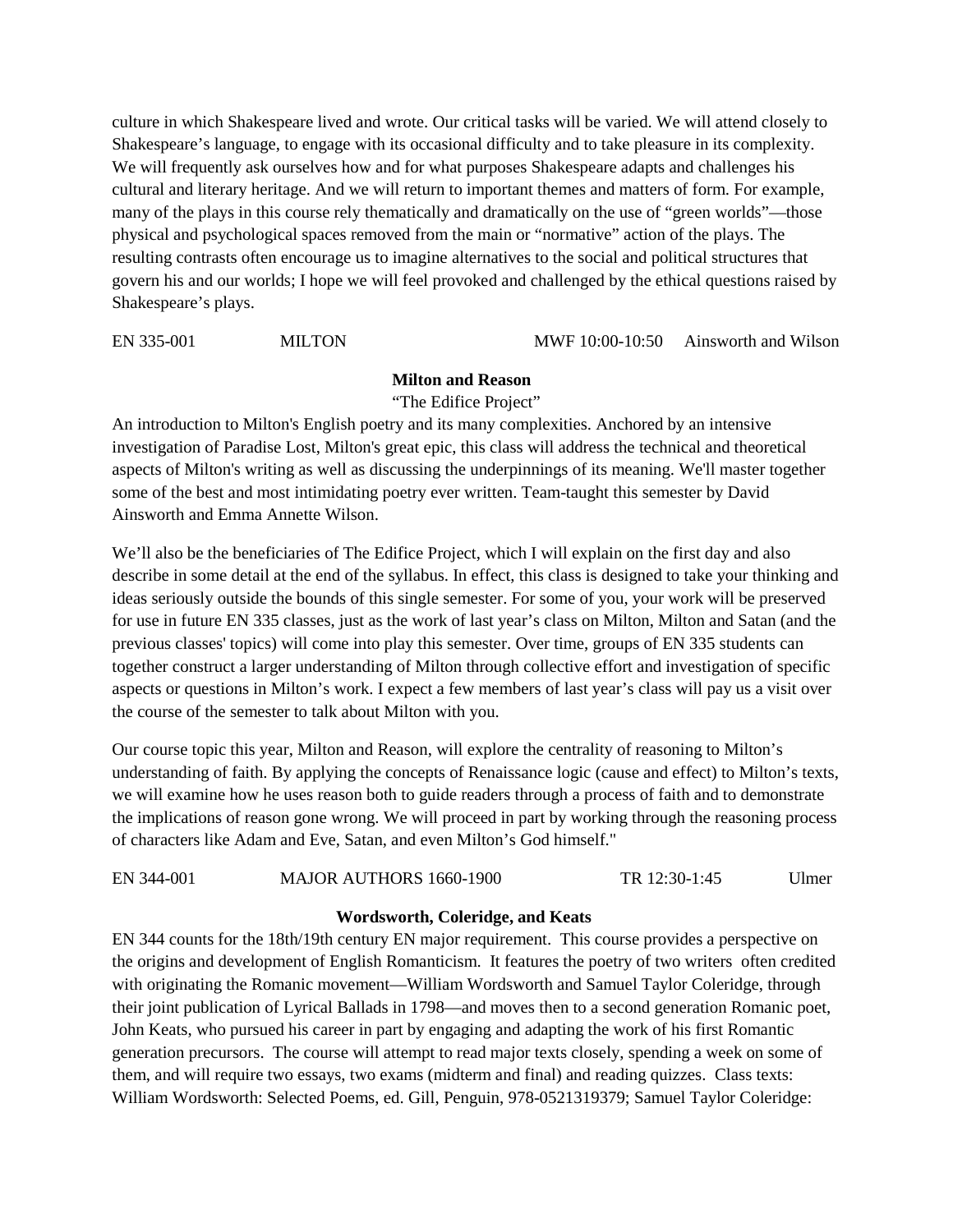culture in which Shakespeare lived and wrote. Our critical tasks will be varied. We will attend closely to Shakespeare's language, to engage with its occasional difficulty and to take pleasure in its complexity. We will frequently ask ourselves how and for what purposes Shakespeare adapts and challenges his cultural and literary heritage. And we will return to important themes and matters of form. For example, many of the plays in this course rely thematically and dramatically on the use of "green worlds"—those physical and psychological spaces removed from the main or "normative" action of the plays. The resulting contrasts often encourage us to imagine alternatives to the social and political structures that govern his and our worlds; I hope we will feel provoked and challenged by the ethical questions raised by Shakespeare's plays.

EN 335-001 MILTON MWF 10:00-10:50 Ainsworth and Wilson

**Milton and Reason**

"The Edifice Project"

An introduction to Milton's English poetry and its many complexities. Anchored by an intensive investigation of Paradise Lost, Milton's great epic, this class will address the technical and theoretical aspects of Milton's writing as well as discussing the underpinnings of its meaning. We'll master together some of the best and most intimidating poetry ever written. Team-taught this semester by David Ainsworth and Emma Annette Wilson.

We'll also be the beneficiaries of The Edifice Project, which I will explain on the first day and also describe in some detail at the end of the syllabus. In effect, this class is designed to take your thinking and ideas seriously outside the bounds of this single semester. For some of you, your work will be preserved for use in future EN 335 classes, just as the work of last year's class on Milton, Milton and Satan (and the previous classes' topics) will come into play this semester. Over time, groups of EN 335 students can together construct a larger understanding of Milton through collective effort and investigation of specific aspects or questions in Milton's work. I expect a few members of last year's class will pay us a visit over the course of the semester to talk about Milton with you.

Our course topic this year, Milton and Reason, will explore the centrality of reasoning to Milton's understanding of faith. By applying the concepts of Renaissance logic (cause and effect) to Milton's texts, we will examine how he uses reason both to guide readers through a process of faith and to demonstrate the implications of reason gone wrong. We will proceed in part by working through the reasoning process of characters like Adam and Eve, Satan, and even Milton's God himself."

EN 344-001 MAJOR AUTHORS 1660-1900 TR 12:30-1:45 Ulmer

**Wordsworth, Coleridge, and Keats**

EN 344 counts for the 18th/19th century EN major requirement. This course provides a perspective on the origins and development of English Romanticism. It features the poetry of two writers often credited with originating the Romanic movement—William Wordsworth and Samuel Taylor Coleridge, through their joint publication of Lyrical Ballads in 1798—and moves then to a second generation Romanic poet, John Keats, who pursued his career in part by engaging and adapting the work of his first Romantic generation precursors. The course will attempt to read major texts closely, spending a week on some of them, and will require two essays, two exams (midterm and final) and reading quizzes. Class texts: William Wordsworth: Selected Poems, ed. Gill, Penguin, 978-0521319379; Samuel Taylor Coleridge: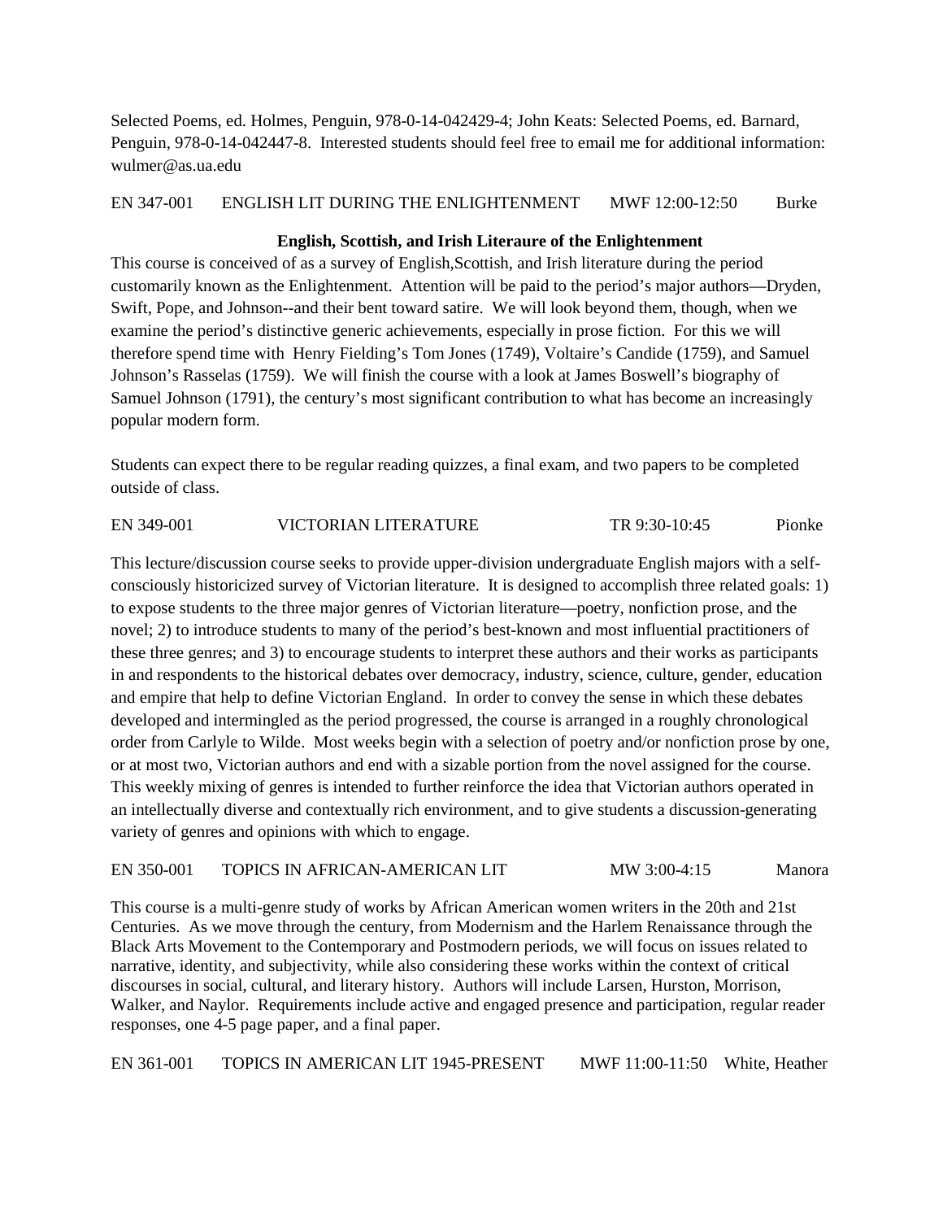Selected Poems, ed. Holmes, Penguin, 978-0-14-042429-4; John Keats: Selected Poems, ed. Barnard, Penguin, 978-0-14-042447-8. Interested students should feel free to email me for additional information: wulmer@as.ua.edu

EN 347-001 ENGLISH LIT DURING THE ENLIGHTENMENT MWF 12:00-12:50 Burke

**English, Scottish, and Irish Literaure of the Enlightenment**

This course is conceived of as a survey of English,Scottish, and Irish literature during the period customarily known as the Enlightenment. Attention will be paid to the period's major authors—Dryden, Swift, Pope, and Johnson--and their bent toward satire. We will look beyond them, though, when we examine the period's distinctive generic achievements, especially in prose fiction. For this we will therefore spend time with Henry Fielding's Tom Jones (1749), Voltaire's Candide (1759), and Samuel Johnson's Rasselas (1759). We will finish the course with a look at James Boswell's biography of Samuel Johnson (1791), the century's most significant contribution to what has become an increasingly popular modern form.

Students can expect there to be regular reading quizzes, a final exam, and two papers to be completed outside of class.

EN 349-001 VICTORIAN LITERATURE TR 9:30-10:45 Pionke

This lecture/discussion course seeks to provide upper-division undergraduate English majors with a self-consciously historicized survey of Victorian literature. It is designed to accomplish three related goals: 1) to expose students to the three major genres of Victorian literature—poetry, nonfiction prose, and the novel; 2) to introduce students to many of the period's best-known and most influential practitioners of these three genres; and 3) to encourage students to interpret these authors and their works as participants in and respondents to the historical debates over democracy, industry, science, culture, gender, education and empire that help to define Victorian England. In order to convey the sense in which these debates developed and intermingled as the period progressed, the course is arranged in a roughly chronological order from Carlyle to Wilde. Most weeks begin with a selection of poetry and/or nonfiction prose by one, or at most two, Victorian authors and end with a sizable portion from the novel assigned for the course. This weekly mixing of genres is intended to further reinforce the idea that Victorian authors operated in an intellectually diverse and contextually rich environment, and to give students a discussion-generating variety of genres and opinions with which to engage.

EN 350-001 TOPICS IN AFRICAN-AMERICAN LIT MW 3:00-4:15 Manora

This course is a multi-genre study of works by African American women writers in the 20th and 21st Centuries. As we move through the century, from Modernism and the Harlem Renaissance through the Black Arts Movement to the Contemporary and Postmodern periods, we will focus on issues related to narrative, identity, and subjectivity, while also considering these works within the context of critical discourses in social, cultural, and literary history. Authors will include Larsen, Hurston, Morrison, Walker, and Naylor. Requirements include active and engaged presence and participation, regular reader responses, one 4-5 page paper, and a final paper.

EN 361-001 TOPICS IN AMERICAN LIT 1945-PRESENT MWF 11:00-11:50 White, Heather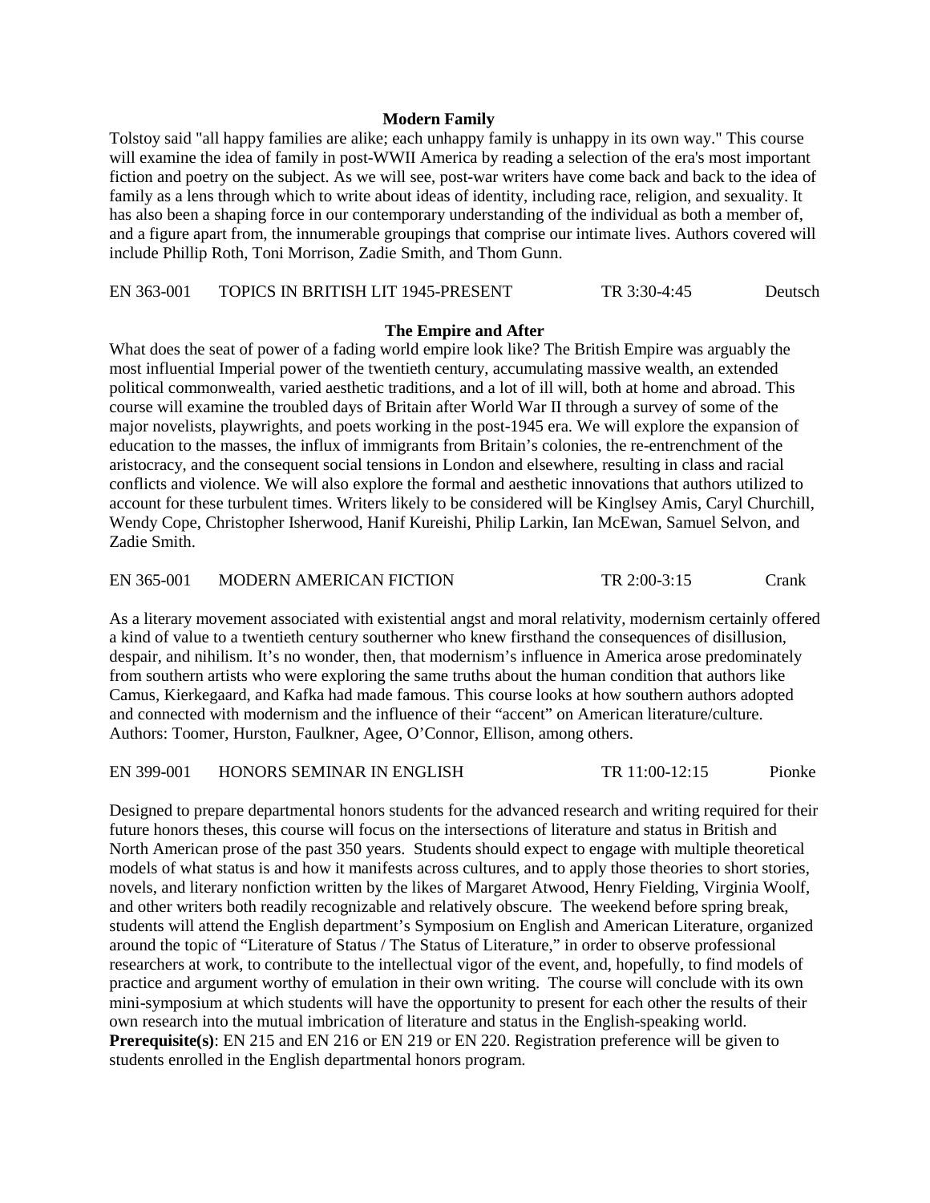**Modern Family**

Tolstoy said "all happy families are alike; each unhappy family is unhappy in its own way." This course will examine the idea of family in post-WWII America by reading a selection of the era's most important fiction and poetry on the subject. As we will see, post-war writers have come back and back to the idea of family as a lens through which to write about ideas of identity, including race, religion, and sexuality. It has also been a shaping force in our contemporary understanding of the individual as both a member of, and a figure apart from, the innumerable groupings that comprise our intimate lives. Authors covered will include Phillip Roth, Toni Morrison, Zadie Smith, and Thom Gunn.

EN 363-001 TOPICS IN BRITISH LIT 1945-PRESENT TR 3:30-4:45 Deutsch

**The Empire and After**

What does the seat of power of a fading world empire look like? The British Empire was arguably the most influential Imperial power of the twentieth century, accumulating massive wealth, an extended political commonwealth, varied aesthetic traditions, and a lot of ill will, both at home and abroad. This course will examine the troubled days of Britain after World War II through a survey of some of the major novelists, playwrights, and poets working in the post-1945 era. We will explore the expansion of education to the masses, the influx of immigrants from Britain's colonies, the re-entrenchment of the aristocracy, and the consequent social tensions in London and elsewhere, resulting in class and racial conflicts and violence. We will also explore the formal and aesthetic innovations that authors utilized to account for these turbulent times. Writers likely to be considered will be Kinglsey Amis, Caryl Churchill, Wendy Cope, Christopher Isherwood, Hanif Kureishi, Philip Larkin, Ian McEwan, Samuel Selvon, and Zadie Smith.

EN 365-001 MODERN AMERICAN FICTION TR 2:00-3:15 Crank

As a literary movement associated with existential angst and moral relativity, modernism certainly offered a kind of value to a twentieth century southerner who knew firsthand the consequences of disillusion, despair, and nihilism. It's no wonder, then, that modernism's influence in America arose predominately from southern artists who were exploring the same truths about the human condition that authors like Camus, Kierkegaard, and Kafka had made famous. This course looks at how southern authors adopted and connected with modernism and the influence of their "accent" on American literature/culture. Authors: Toomer, Hurston, Faulkner, Agee, O'Connor, Ellison, among others.

EN 399-001 HONORS SEMINAR IN ENGLISH TR 11:00-12:15 Pionke

Designed to prepare departmental honors students for the advanced research and writing required for their future honors theses, this course will focus on the intersections of literature and status in British and North American prose of the past 350 years. Students should expect to engage with multiple theoretical models of what status is and how it manifests across cultures, and to apply those theories to short stories, novels, and literary nonfiction written by the likes of Margaret Atwood, Henry Fielding, Virginia Woolf, and other writers both readily recognizable and relatively obscure. The weekend before spring break, students will attend the English department's Symposium on English and American Literature, organized around the topic of "Literature of Status / The Status of Literature," in order to observe professional researchers at work, to contribute to the intellectual vigor of the event, and, hopefully, to find models of practice and argument worthy of emulation in their own writing. The course will conclude with its own mini-symposium at which students will have the opportunity to present for each other the results of their own research into the mutual imbrication of literature and status in the English-speaking world.
**Prerequisite(s)**: EN 215 and EN 216 or EN 219 or EN 220. Registration preference will be given to students enrolled in the English departmental honors program.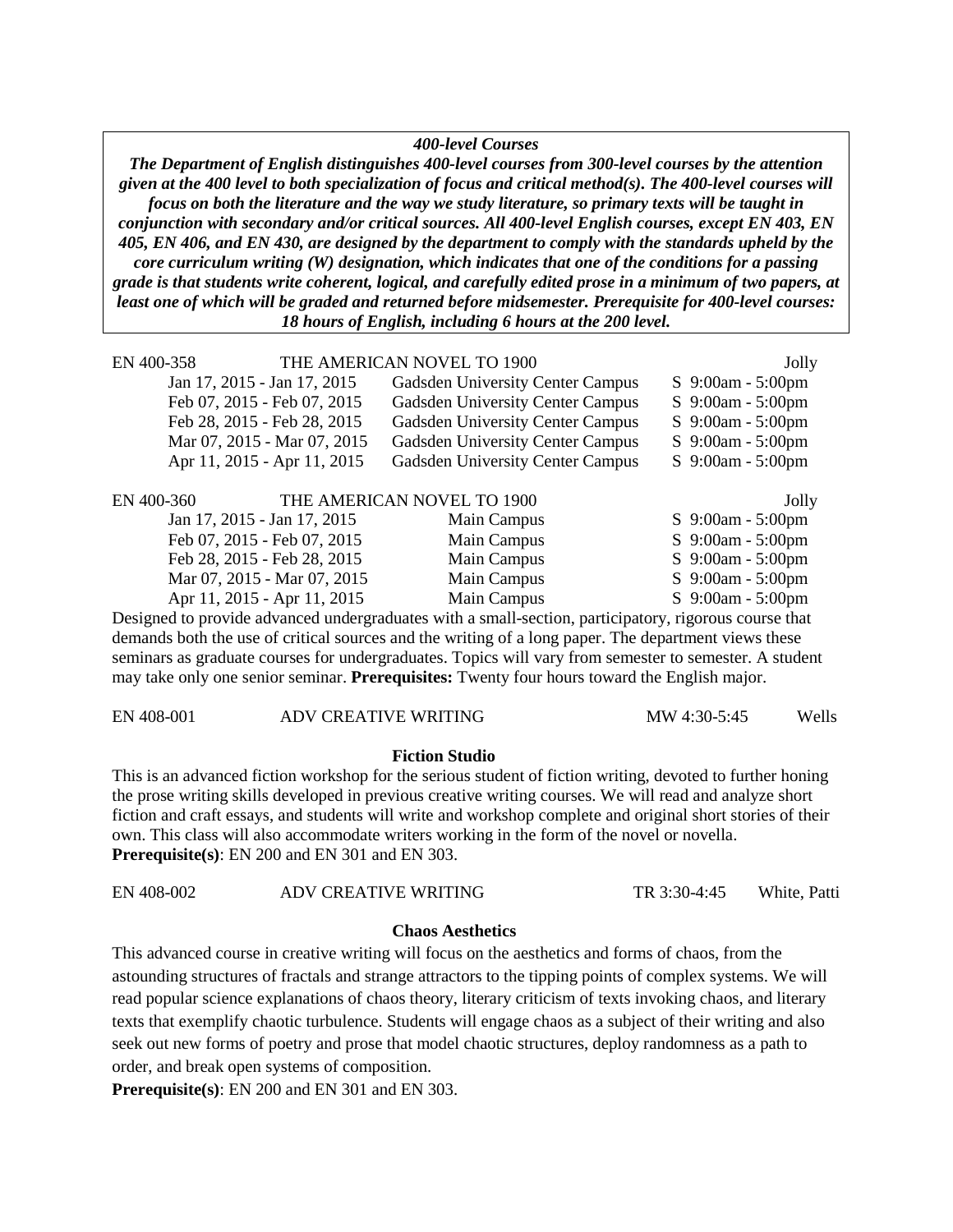***400-level Courses***

***The Department of English distinguishes 400-level courses from 300-level courses by the attention given at the 400 level to both specialization of focus and critical method(s). The 400-level courses will focus on both the literature and the way we study literature, so primary texts will be taught in conjunction with secondary and/or critical sources. All 400-level English courses, except EN 403, EN 405, EN 406, and EN 430, are designed by the department to comply with the standards upheld by the core curriculum writing (W) designation, which indicates that one of the conditions for a passing grade is that students write coherent, logical, and carefully edited prose in a minimum of two papers, at least one of which will be graded and returned before midsemester. Prerequisite for 400-level courses: 18 hours of English, including 6 hours at the 200 level.***

EN 400-358 THE AMERICAN NOVEL TO 1900 Jolly

| Dates | Location | Time |
|---|---|---|
| Jan 17, 2015 - Jan 17, 2015 | Gadsden University Center Campus | S 9:00am - 5:00pm |
| Feb 07, 2015 - Feb 07, 2015 | Gadsden University Center Campus | S 9:00am - 5:00pm |
| Feb 28, 2015 - Feb 28, 2015 | Gadsden University Center Campus | S 9:00am - 5:00pm |
| Mar 07, 2015 - Mar 07, 2015 | Gadsden University Center Campus | S 9:00am - 5:00pm |
| Apr 11, 2015 - Apr 11, 2015 | Gadsden University Center Campus | S 9:00am - 5:00pm |

EN 400-360 THE AMERICAN NOVEL TO 1900 Jolly

| Dates | Location | Time |
|---|---|---|
| Jan 17, 2015 - Jan 17, 2015 | Main Campus | S 9:00am - 5:00pm |
| Feb 07, 2015 - Feb 07, 2015 | Main Campus | S 9:00am - 5:00pm |
| Feb 28, 2015 - Feb 28, 2015 | Main Campus | S 9:00am - 5:00pm |
| Mar 07, 2015 - Mar 07, 2015 | Main Campus | S 9:00am - 5:00pm |
| Apr 11, 2015 - Apr 11, 2015 | Main Campus | S 9:00am - 5:00pm |

Designed to provide advanced undergraduates with a small-section, participatory, rigorous course that demands both the use of critical sources and the writing of a long paper. The department views these seminars as graduate courses for undergraduates. Topics will vary from semester to semester. A student may take only one senior seminar. **Prerequisites:** Twenty four hours toward the English major.

EN 408-001 ADV CREATIVE WRITING MW 4:30-5:45 Wells

**Fiction Studio**

This is an advanced fiction workshop for the serious student of fiction writing, devoted to further honing the prose writing skills developed in previous creative writing courses. We will read and analyze short fiction and craft essays, and students will write and workshop complete and original short stories of their own. This class will also accommodate writers working in the form of the novel or novella.
**Prerequisite(s)**: EN 200 and EN 301 and EN 303.

EN 408-002 ADV CREATIVE WRITING TR 3:30-4:45 White, Patti

**Chaos Aesthetics**

This advanced course in creative writing will focus on the aesthetics and forms of chaos, from the astounding structures of fractals and strange attractors to the tipping points of complex systems. We will read popular science explanations of chaos theory, literary criticism of texts invoking chaos, and literary texts that exemplify chaotic turbulence. Students will engage chaos as a subject of their writing and also seek out new forms of poetry and prose that model chaotic structures, deploy randomness as a path to order, and break open systems of composition.
**Prerequisite(s)**: EN 200 and EN 301 and EN 303.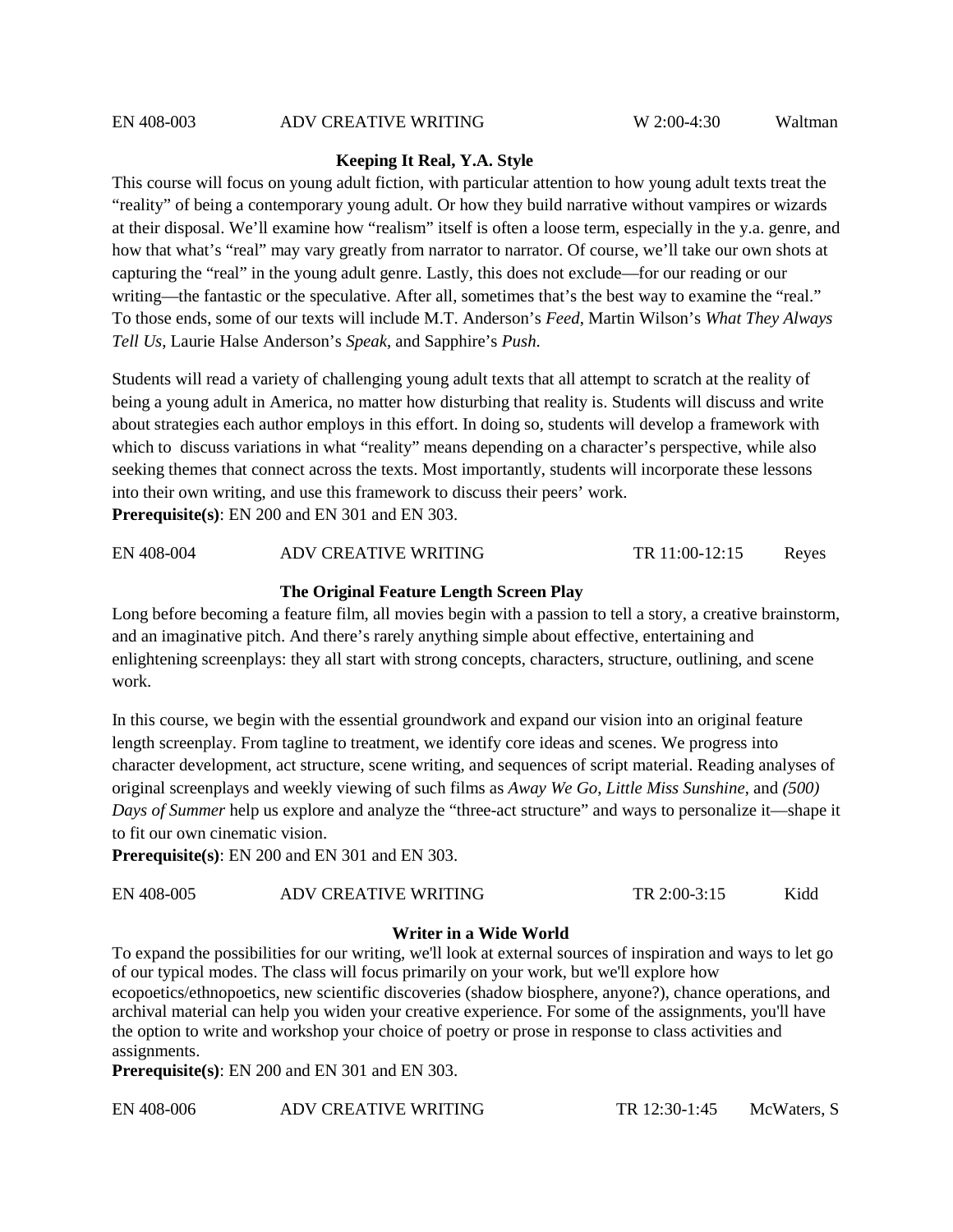EN 408-003 ADV CREATIVE WRITING W 2:00-4:30 Waltman

**Keeping It Real, Y.A. Style**

This course will focus on young adult fiction, with particular attention to how young adult texts treat the "reality" of being a contemporary young adult. Or how they build narrative without vampires or wizards at their disposal. We'll examine how "realism" itself is often a loose term, especially in the y.a. genre, and how that what's "real" may vary greatly from narrator to narrator. Of course, we'll take our own shots at capturing the "real" in the young adult genre. Lastly, this does not exclude—for our reading or our writing—the fantastic or the speculative. After all, sometimes that's the best way to examine the "real." To those ends, some of our texts will include M.T. Anderson's *Feed*, Martin Wilson's *What They Always Tell Us,* Laurie Halse Anderson's *Speak*, and Sapphire's *Push.*

Students will read a variety of challenging young adult texts that all attempt to scratch at the reality of being a young adult in America, no matter how disturbing that reality is. Students will discuss and write about strategies each author employs in this effort. In doing so, students will develop a framework with which to discuss variations in what "reality" means depending on a character's perspective, while also seeking themes that connect across the texts. Most importantly, students will incorporate these lessons into their own writing, and use this framework to discuss their peers' work.

**Prerequisite(s)**: EN 200 and EN 301 and EN 303.

EN 408-004 ADV CREATIVE WRITING TR 11:00-12:15 Reyes

**The Original Feature Length Screen Play**

Long before becoming a feature film, all movies begin with a passion to tell a story, a creative brainstorm, and an imaginative pitch. And there's rarely anything simple about effective, entertaining and enlightening screenplays: they all start with strong concepts, characters, structure, outlining, and scene work.

In this course, we begin with the essential groundwork and expand our vision into an original feature length screenplay. From tagline to treatment, we identify core ideas and scenes. We progress into character development, act structure, scene writing, and sequences of script material. Reading analyses of original screenplays and weekly viewing of such films as *Away We Go*, *Little Miss Sunshine*, and *(500) Days of Summer* help us explore and analyze the "three-act structure" and ways to personalize it—shape it to fit our own cinematic vision.

**Prerequisite(s)**: EN 200 and EN 301 and EN 303.

EN 408-005 ADV CREATIVE WRITING TR 2:00-3:15 Kidd

**Writer in a Wide World**

To expand the possibilities for our writing, we'll look at external sources of inspiration and ways to let go of our typical modes. The class will focus primarily on your work, but we'll explore how ecopoetics/ethnopoetics, new scientific discoveries (shadow biosphere, anyone?), chance operations, and archival material can help you widen your creative experience. For some of the assignments, you'll have the option to write and workshop your choice of poetry or prose in response to class activities and assignments.

**Prerequisite(s)**: EN 200 and EN 301 and EN 303.

EN 408-006 ADV CREATIVE WRITING TR 12:30-1:45 McWaters, S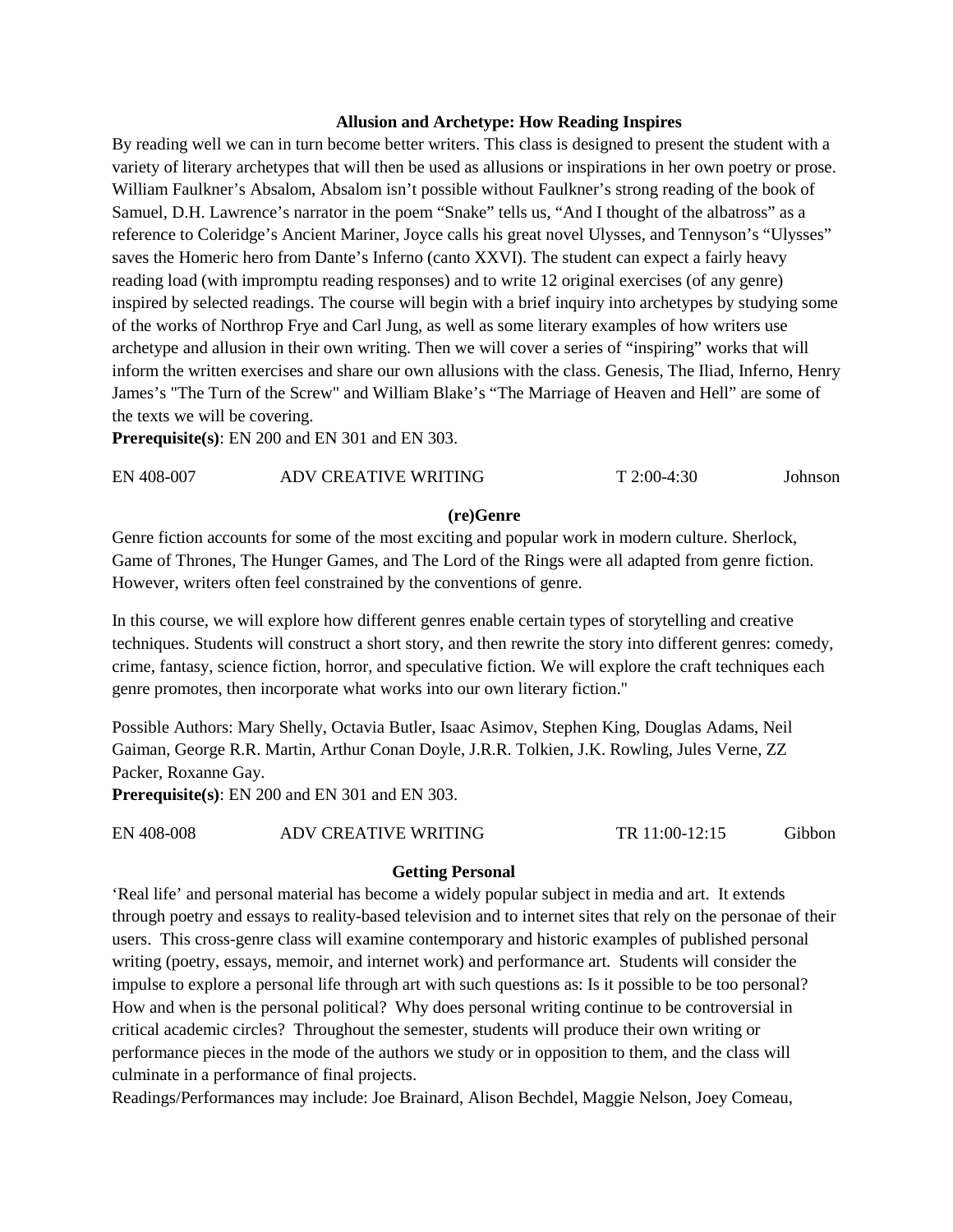### Allusion and Archetype: How Reading Inspires

By reading well we can in turn become better writers. This class is designed to present the student with a variety of literary archetypes that will then be used as allusions or inspirations in her own poetry or prose. William Faulkner's Absalom, Absalom isn't possible without Faulkner's strong reading of the book of Samuel, D.H. Lawrence's narrator in the poem "Snake" tells us, "And I thought of the albatross" as a reference to Coleridge's Ancient Mariner, Joyce calls his great novel Ulysses, and Tennyson's "Ulysses" saves the Homeric hero from Dante's Inferno (canto XXVI). The student can expect a fairly heavy reading load (with impromptu reading responses) and to write 12 original exercises (of any genre) inspired by selected readings. The course will begin with a brief inquiry into archetypes by studying some of the works of Northrop Frye and Carl Jung, as well as some literary examples of how writers use archetype and allusion in their own writing. Then we will cover a series of "inspiring" works that will inform the written exercises and share our own allusions with the class. Genesis, The Iliad, Inferno, Henry James's "The Turn of the Screw" and William Blake's "The Marriage of Heaven and Hell" are some of the texts we will be covering.

**Prerequisite(s)**: EN 200 and EN 301 and EN 303.

| EN 408-007 | ADV CREATIVE WRITING | T 2:00-4:30 | Johnson |
|---|---|---|---|

### (re)Genre

Genre fiction accounts for some of the most exciting and popular work in modern culture. Sherlock, Game of Thrones, The Hunger Games, and The Lord of the Rings were all adapted from genre fiction. However, writers often feel constrained by the conventions of genre.

In this course, we will explore how different genres enable certain types of storytelling and creative techniques. Students will construct a short story, and then rewrite the story into different genres: comedy, crime, fantasy, science fiction, horror, and speculative fiction. We will explore the craft techniques each genre promotes, then incorporate what works into our own literary fiction."

Possible Authors: Mary Shelly, Octavia Butler, Isaac Asimov, Stephen King, Douglas Adams, Neil Gaiman, George R.R. Martin, Arthur Conan Doyle, J.R.R. Tolkien, J.K. Rowling, Jules Verne, ZZ Packer, Roxanne Gay.

**Prerequisite(s)**: EN 200 and EN 301 and EN 303.

| EN 408-008 | ADV CREATIVE WRITING | TR 11:00-12:15 | Gibbon |
|---|---|---|---|

### Getting Personal

'Real life' and personal material has become a widely popular subject in media and art. It extends through poetry and essays to reality-based television and to internet sites that rely on the personae of their users. This cross-genre class will examine contemporary and historic examples of published personal writing (poetry, essays, memoir, and internet work) and performance art. Students will consider the impulse to explore a personal life through art with such questions as: Is it possible to be too personal? How and when is the personal political? Why does personal writing continue to be controversial in critical academic circles? Throughout the semester, students will produce their own writing or performance pieces in the mode of the authors we study or in opposition to them, and the class will culminate in a performance of final projects.

Readings/Performances may include: Joe Brainard, Alison Bechdel, Maggie Nelson, Joey Comeau,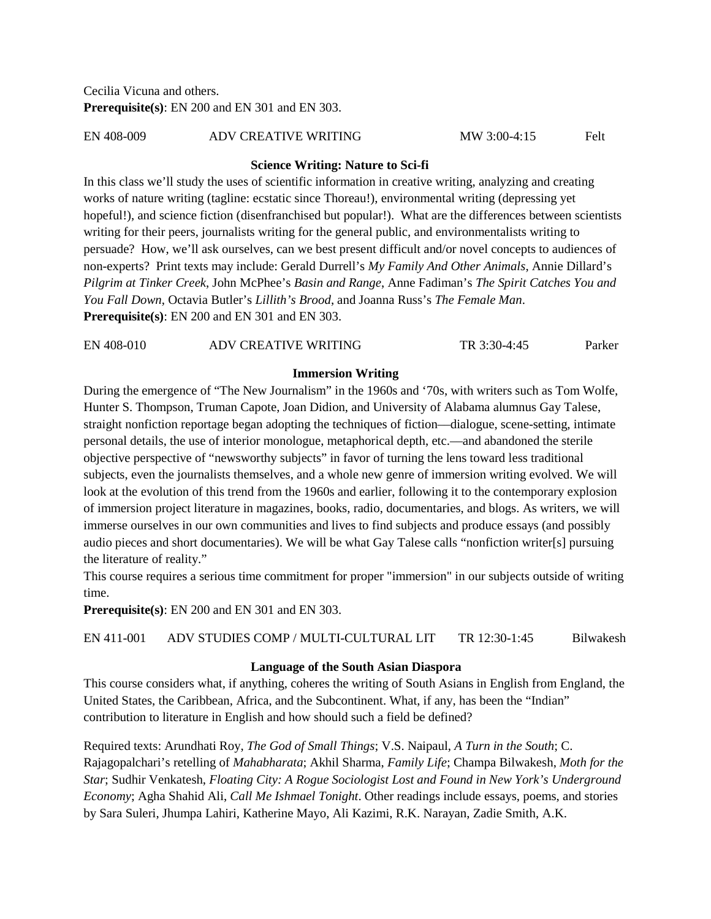Cecilia Vicuna and others.
**Prerequisite(s)**: EN 200 and EN 301 and EN 303.

EN 408-009 ADV CREATIVE WRITING MW 3:00-4:15 Felt

**Science Writing: Nature to Sci-fi**

In this class we'll study the uses of scientific information in creative writing, analyzing and creating works of nature writing (tagline: ecstatic since Thoreau!), environmental writing (depressing yet hopeful!), and science fiction (disenfranchised but popular!). What are the differences between scientists writing for their peers, journalists writing for the general public, and environmentalists writing to persuade? How, we'll ask ourselves, can we best present difficult and/or novel concepts to audiences of non-experts? Print texts may include: Gerald Durrell's *My Family And Other Animals*, Annie Dillard's *Pilgrim at Tinker Creek*, John McPhee's *Basin and Range*, Anne Fadiman's *The Spirit Catches You and You Fall Down*, Octavia Butler's *Lillith's Brood*, and Joanna Russ's *The Female Man*.
**Prerequisite(s)**: EN 200 and EN 301 and EN 303.

EN 408-010 ADV CREATIVE WRITING TR 3:30-4:45 Parker

**Immersion Writing**

During the emergence of "The New Journalism" in the 1960s and '70s, with writers such as Tom Wolfe, Hunter S. Thompson, Truman Capote, Joan Didion, and University of Alabama alumnus Gay Talese, straight nonfiction reportage began adopting the techniques of fiction—dialogue, scene-setting, intimate personal details, the use of interior monologue, metaphorical depth, etc.—and abandoned the sterile objective perspective of "newsworthy subjects" in favor of turning the lens toward less traditional subjects, even the journalists themselves, and a whole new genre of immersion writing evolved. We will look at the evolution of this trend from the 1960s and earlier, following it to the contemporary explosion of immersion project literature in magazines, books, radio, documentaries, and blogs. As writers, we will immerse ourselves in our own communities and lives to find subjects and produce essays (and possibly audio pieces and short documentaries). We will be what Gay Talese calls "nonfiction writer[s] pursuing the literature of reality."
This course requires a serious time commitment for proper "immersion" in our subjects outside of writing time.
**Prerequisite(s)**: EN 200 and EN 301 and EN 303.

EN 411-001 ADV STUDIES COMP / MULTI-CULTURAL LIT TR 12:30-1:45 Bilwakesh

**Language of the South Asian Diaspora**

This course considers what, if anything, coheres the writing of South Asians in English from England, the United States, the Caribbean, Africa, and the Subcontinent. What, if any, has been the "Indian" contribution to literature in English and how should such a field be defined?

Required texts: Arundhati Roy, *The God of Small Things*; V.S. Naipaul, *A Turn in the South*; C. Rajagopalchari's retelling of *Mahabharata*; Akhil Sharma, *Family Life*; Champa Bilwakesh, *Moth for the Star*; Sudhir Venkatesh, *Floating City: A Rogue Sociologist Lost and Found in New York's Underground Economy*; Agha Shahid Ali, *Call Me Ishmael Tonight*. Other readings include essays, poems, and stories by Sara Suleri, Jhumpa Lahiri, Katherine Mayo, Ali Kazimi, R.K. Narayan, Zadie Smith, A.K.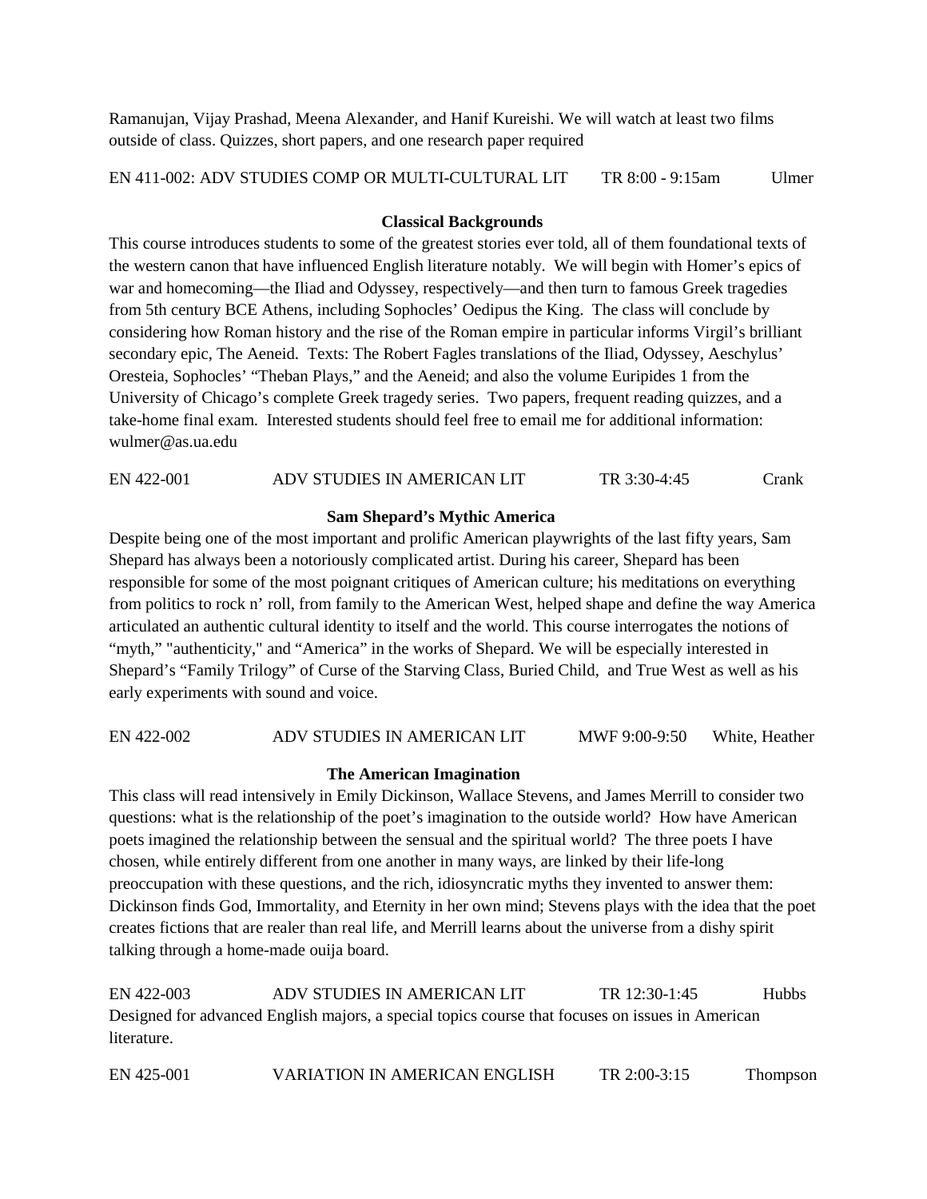Ramanujan, Vijay Prashad, Meena Alexander, and Hanif Kureishi. We will watch at least two films outside of class. Quizzes, short papers, and one research paper required

EN 411-002: ADV STUDIES COMP OR MULTI-CULTURAL LIT TR 8:00 - 9:15am Ulmer

**Classical Backgrounds**

This course introduces students to some of the greatest stories ever told, all of them foundational texts of the western canon that have influenced English literature notably. We will begin with Homer's epics of war and homecoming—the Iliad and Odyssey, respectively—and then turn to famous Greek tragedies from 5th century BCE Athens, including Sophocles' Oedipus the King. The class will conclude by considering how Roman history and the rise of the Roman empire in particular informs Virgil's brilliant secondary epic, The Aeneid. Texts: The Robert Fagles translations of the Iliad, Odyssey, Aeschylus' Oresteia, Sophocles' "Theban Plays," and the Aeneid; and also the volume Euripides 1 from the University of Chicago's complete Greek tragedy series. Two papers, frequent reading quizzes, and a take-home final exam. Interested students should feel free to email me for additional information: wulmer@as.ua.edu

EN 422-001 ADV STUDIES IN AMERICAN LIT TR 3:30-4:45 Crank

**Sam Shepard's Mythic America**

Despite being one of the most important and prolific American playwrights of the last fifty years, Sam Shepard has always been a notoriously complicated artist. During his career, Shepard has been responsible for some of the most poignant critiques of American culture; his meditations on everything from politics to rock n' roll, from family to the American West, helped shape and define the way America articulated an authentic cultural identity to itself and the world. This course interrogates the notions of "myth," "authenticity," and "America" in the works of Shepard. We will be especially interested in Shepard's "Family Trilogy" of Curse of the Starving Class, Buried Child, and True West as well as his early experiments with sound and voice.

EN 422-002 ADV STUDIES IN AMERICAN LIT MWF 9:00-9:50 White, Heather

**The American Imagination**

This class will read intensively in Emily Dickinson, Wallace Stevens, and James Merrill to consider two questions: what is the relationship of the poet's imagination to the outside world? How have American poets imagined the relationship between the sensual and the spiritual world? The three poets I have chosen, while entirely different from one another in many ways, are linked by their life-long preoccupation with these questions, and the rich, idiosyncratic myths they invented to answer them: Dickinson finds God, Immortality, and Eternity in her own mind; Stevens plays with the idea that the poet creates fictions that are realer than real life, and Merrill learns about the universe from a dishy spirit talking through a home-made ouija board.

EN 422-003 ADV STUDIES IN AMERICAN LIT TR 12:30-1:45 Hubbs

Designed for advanced English majors, a special topics course that focuses on issues in American literature.

EN 425-001 VARIATION IN AMERICAN ENGLISH TR 2:00-3:15 Thompson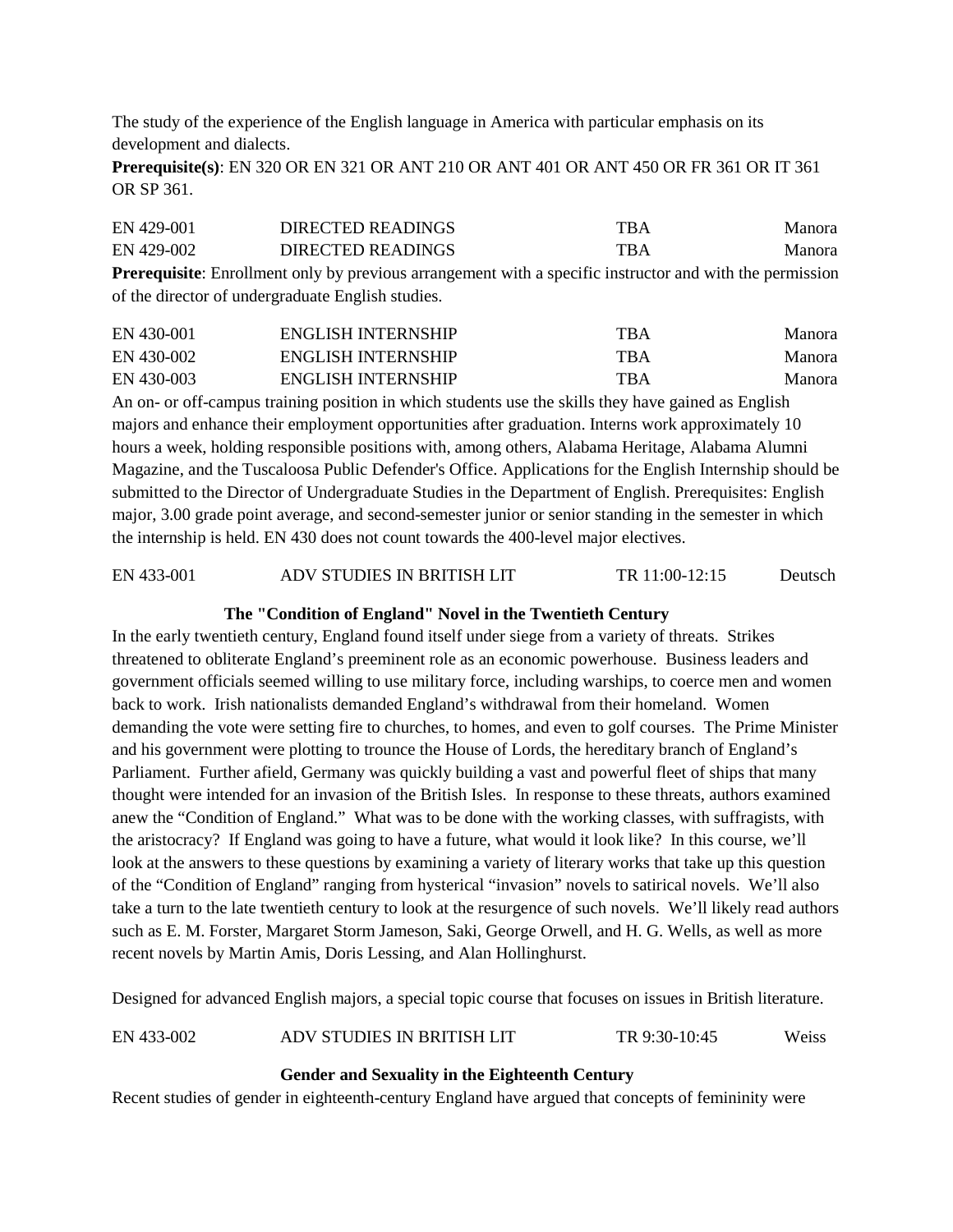The study of the experience of the English language in America with particular emphasis on its development and dialects.

**Prerequisite(s)**: EN 320 OR EN 321 OR ANT 210 OR ANT 401 OR ANT 450 OR FR 361 OR IT 361 OR SP 361.

| | | | |
|---|---|---|---|
| EN 429-001 | DIRECTED READINGS | TBA | Manora |
| EN 429-002 | DIRECTED READINGS | TBA | Manora |

**Prerequisite**: Enrollment only by previous arrangement with a specific instructor and with the permission of the director of undergraduate English studies.

| | | | |
|---|---|---|---|
| EN 430-001 | ENGLISH INTERNSHIP | TBA | Manora |
| EN 430-002 | ENGLISH INTERNSHIP | TBA | Manora |
| EN 430-003 | ENGLISH INTERNSHIP | TBA | Manora |

An on- or off-campus training position in which students use the skills they have gained as English majors and enhance their employment opportunities after graduation. Interns work approximately 10 hours a week, holding responsible positions with, among others, Alabama Heritage, Alabama Alumni Magazine, and the Tuscaloosa Public Defender's Office. Applications for the English Internship should be submitted to the Director of Undergraduate Studies in the Department of English. Prerequisites: English major, 3.00 grade point average, and second-semester junior or senior standing in the semester in which the internship is held. EN 430 does not count towards the 400-level major electives.

| | | | |
|---|---|---|---|
| EN 433-001 | ADV STUDIES IN BRITISH LIT | TR 11:00-12:15 | Deutsch |

**The "Condition of England" Novel in the Twentieth Century**

In the early twentieth century, England found itself under siege from a variety of threats. Strikes threatened to obliterate England's preeminent role as an economic powerhouse. Business leaders and government officials seemed willing to use military force, including warships, to coerce men and women back to work. Irish nationalists demanded England's withdrawal from their homeland. Women demanding the vote were setting fire to churches, to homes, and even to golf courses. The Prime Minister and his government were plotting to trounce the House of Lords, the hereditary branch of England's Parliament. Further afield, Germany was quickly building a vast and powerful fleet of ships that many thought were intended for an invasion of the British Isles. In response to these threats, authors examined anew the "Condition of England." What was to be done with the working classes, with suffragists, with the aristocracy? If England was going to have a future, what would it look like? In this course, we'll look at the answers to these questions by examining a variety of literary works that take up this question of the "Condition of England" ranging from hysterical "invasion" novels to satirical novels. We'll also take a turn to the late twentieth century to look at the resurgence of such novels. We'll likely read authors such as E. M. Forster, Margaret Storm Jameson, Saki, George Orwell, and H. G. Wells, as well as more recent novels by Martin Amis, Doris Lessing, and Alan Hollinghurst.

Designed for advanced English majors, a special topic course that focuses on issues in British literature.

| | | | |
|---|---|---|---|
| EN 433-002 | ADV STUDIES IN BRITISH LIT | TR 9:30-10:45 | Weiss |

**Gender and Sexuality in the Eighteenth Century**

Recent studies of gender in eighteenth-century England have argued that concepts of femininity were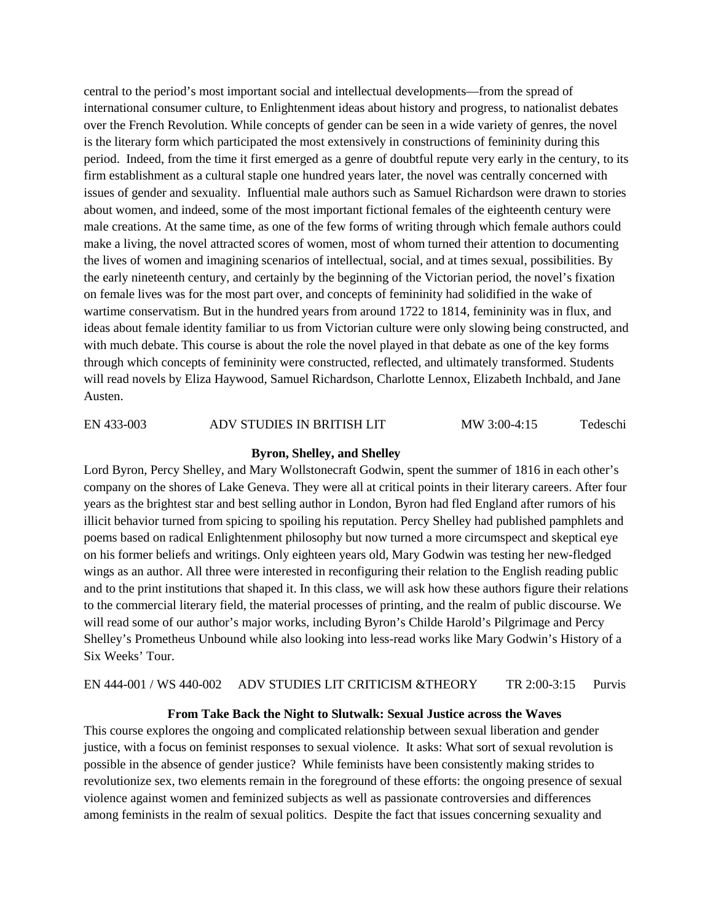central to the period's most important social and intellectual developments—from the spread of international consumer culture, to Enlightenment ideas about history and progress, to nationalist debates over the French Revolution. While concepts of gender can be seen in a wide variety of genres, the novel is the literary form which participated the most extensively in constructions of femininity during this period. Indeed, from the time it first emerged as a genre of doubtful repute very early in the century, to its firm establishment as a cultural staple one hundred years later, the novel was centrally concerned with issues of gender and sexuality. Influential male authors such as Samuel Richardson were drawn to stories about women, and indeed, some of the most important fictional females of the eighteenth century were male creations. At the same time, as one of the few forms of writing through which female authors could make a living, the novel attracted scores of women, most of whom turned their attention to documenting the lives of women and imagining scenarios of intellectual, social, and at times sexual, possibilities. By the early nineteenth century, and certainly by the beginning of the Victorian period, the novel's fixation on female lives was for the most part over, and concepts of femininity had solidified in the wake of wartime conservatism. But in the hundred years from around 1722 to 1814, femininity was in flux, and ideas about female identity familiar to us from Victorian culture were only slowing being constructed, and with much debate. This course is about the role the novel played in that debate as one of the key forms through which concepts of femininity were constructed, reflected, and ultimately transformed. Students will read novels by Eliza Haywood, Samuel Richardson, Charlotte Lennox, Elizabeth Inchbald, and Jane Austen.

EN 433-003 ADV STUDIES IN BRITISH LIT MW 3:00-4:15 Tedeschi

**Byron, Shelley, and Shelley**

Lord Byron, Percy Shelley, and Mary Wollstonecraft Godwin, spent the summer of 1816 in each other's company on the shores of Lake Geneva. They were all at critical points in their literary careers. After four years as the brightest star and best selling author in London, Byron had fled England after rumors of his illicit behavior turned from spicing to spoiling his reputation. Percy Shelley had published pamphlets and poems based on radical Enlightenment philosophy but now turned a more circumspect and skeptical eye on his former beliefs and writings. Only eighteen years old, Mary Godwin was testing her new-fledged wings as an author. All three were interested in reconfiguring their relation to the English reading public and to the print institutions that shaped it. In this class, we will ask how these authors figure their relations to the commercial literary field, the material processes of printing, and the realm of public discourse. We will read some of our author's major works, including Byron's Childe Harold's Pilgrimage and Percy Shelley's Prometheus Unbound while also looking into less-read works like Mary Godwin's History of a Six Weeks' Tour.

EN 444-001 / WS 440-002 ADV STUDIES LIT CRITICISM &THEORY TR 2:00-3:15 Purvis

**From Take Back the Night to Slutwalk: Sexual Justice across the Waves**

This course explores the ongoing and complicated relationship between sexual liberation and gender justice, with a focus on feminist responses to sexual violence. It asks: What sort of sexual revolution is possible in the absence of gender justice? While feminists have been consistently making strides to revolutionize sex, two elements remain in the foreground of these efforts: the ongoing presence of sexual violence against women and feminized subjects as well as passionate controversies and differences among feminists in the realm of sexual politics. Despite the fact that issues concerning sexuality and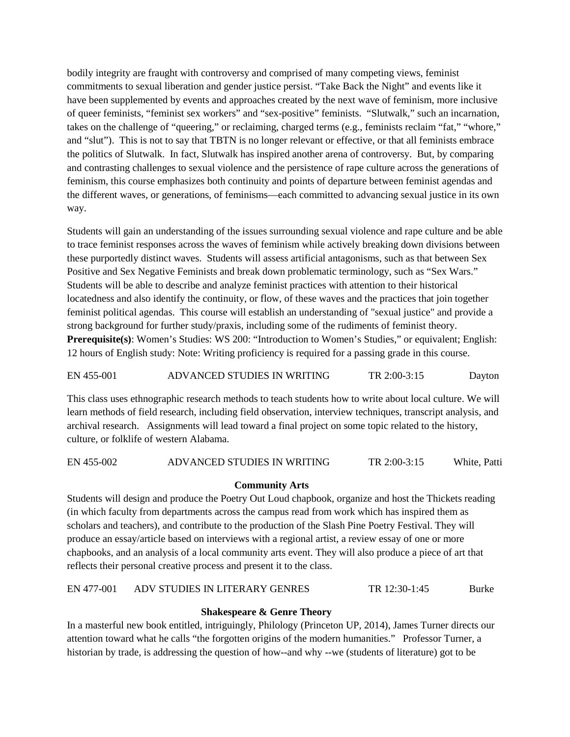bodily integrity are fraught with controversy and comprised of many competing views, feminist commitments to sexual liberation and gender justice persist. "Take Back the Night" and events like it have been supplemented by events and approaches created by the next wave of feminism, more inclusive of queer feminists, "feminist sex workers" and "sex-positive" feminists. "Slutwalk," such an incarnation, takes on the challenge of "queering," or reclaiming, charged terms (e.g., feminists reclaim "fat," "whore," and "slut"). This is not to say that TBTN is no longer relevant or effective, or that all feminists embrace the politics of Slutwalk. In fact, Slutwalk has inspired another arena of controversy. But, by comparing and contrasting challenges to sexual violence and the persistence of rape culture across the generations of feminism, this course emphasizes both continuity and points of departure between feminist agendas and the different waves, or generations, of feminisms—each committed to advancing sexual justice in its own way.

Students will gain an understanding of the issues surrounding sexual violence and rape culture and be able to trace feminist responses across the waves of feminism while actively breaking down divisions between these purportedly distinct waves. Students will assess artificial antagonisms, such as that between Sex Positive and Sex Negative Feminists and break down problematic terminology, such as "Sex Wars." Students will be able to describe and analyze feminist practices with attention to their historical locatedness and also identify the continuity, or flow, of these waves and the practices that join together feminist political agendas. This course will establish an understanding of "sexual justice" and provide a strong background for further study/praxis, including some of the rudiments of feminist theory.
**Prerequisite(s)**: Women's Studies: WS 200: "Introduction to Women's Studies," or equivalent; English: 12 hours of English study: Note: Writing proficiency is required for a passing grade in this course.

EN 455-001 ADVANCED STUDIES IN WRITING TR 2:00-3:15 Dayton

This class uses ethnographic research methods to teach students how to write about local culture. We will learn methods of field research, including field observation, interview techniques, transcript analysis, and archival research. Assignments will lead toward a final project on some topic related to the history, culture, or folklife of western Alabama.

EN 455-002 ADVANCED STUDIES IN WRITING TR 2:00-3:15 White, Patti

**Community Arts**

Students will design and produce the Poetry Out Loud chapbook, organize and host the Thickets reading (in which faculty from departments across the campus read from work which has inspired them as scholars and teachers), and contribute to the production of the Slash Pine Poetry Festival. They will produce an essay/article based on interviews with a regional artist, a review essay of one or more chapbooks, and an analysis of a local community arts event. They will also produce a piece of art that reflects their personal creative process and present it to the class.

EN 477-001 ADV STUDIES IN LITERARY GENRES TR 12:30-1:45 Burke

**Shakespeare & Genre Theory**

In a masterful new book entitled, intriguingly, Philology (Princeton UP, 2014), James Turner directs our attention toward what he calls "the forgotten origins of the modern humanities." Professor Turner, a historian by trade, is addressing the question of how--and why --we (students of literature) got to be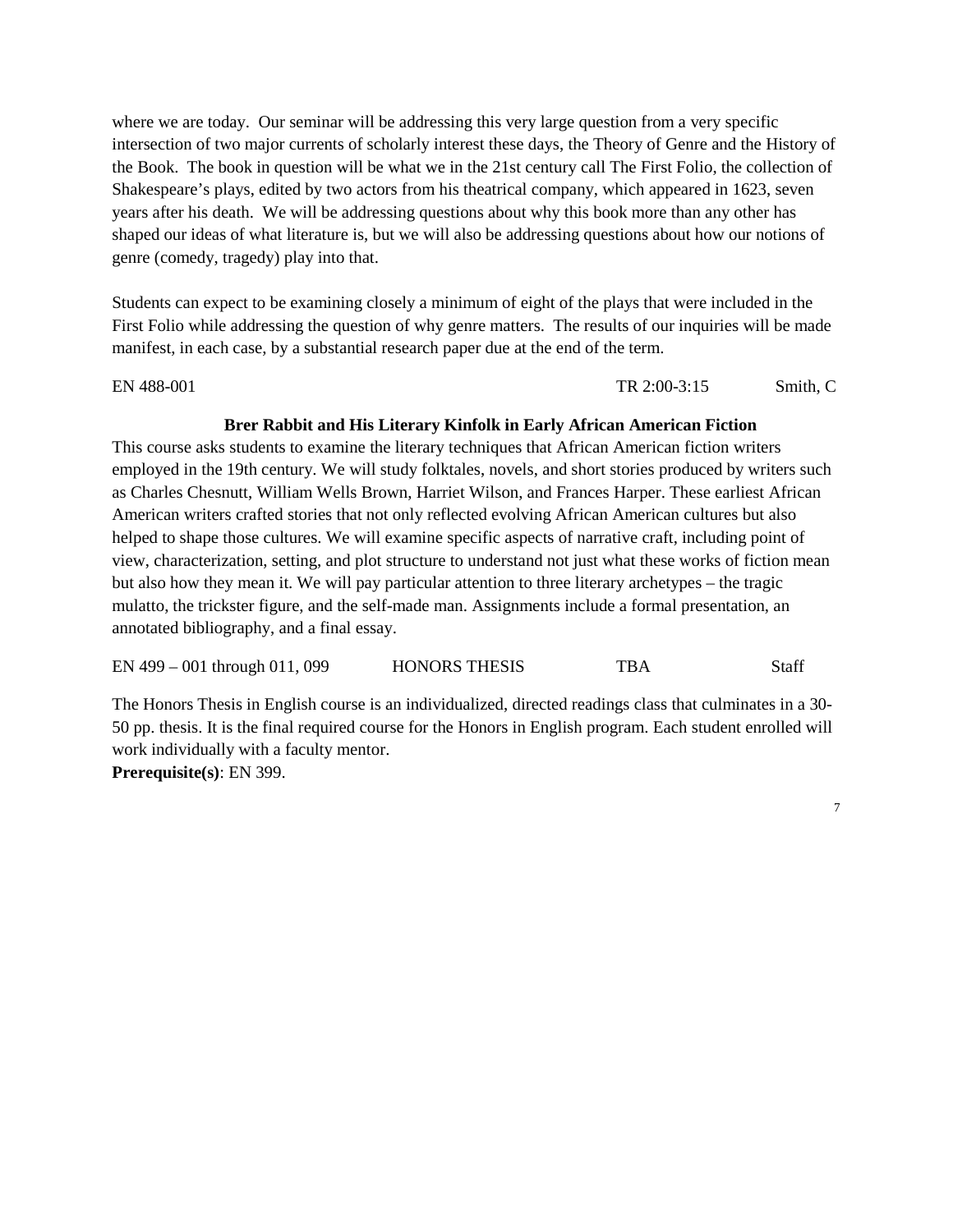where we are today. Our seminar will be addressing this very large question from a very specific intersection of two major currents of scholarly interest these days, the Theory of Genre and the History of the Book. The book in question will be what we in the 21st century call The First Folio, the collection of Shakespeare's plays, edited by two actors from his theatrical company, which appeared in 1623, seven years after his death. We will be addressing questions about why this book more than any other has shaped our ideas of what literature is, but we will also be addressing questions about how our notions of genre (comedy, tragedy) play into that.

Students can expect to be examining closely a minimum of eight of the plays that were included in the First Folio while addressing the question of why genre matters. The results of our inquiries will be made manifest, in each case, by a substantial research paper due at the end of the term.

EN 488-001 TR 2:00-3:15 Smith, C

**Brer Rabbit and His Literary Kinfolk in Early African American Fiction**

This course asks students to examine the literary techniques that African American fiction writers employed in the 19th century. We will study folktales, novels, and short stories produced by writers such as Charles Chesnutt, William Wells Brown, Harriet Wilson, and Frances Harper. These earliest African American writers crafted stories that not only reflected evolving African American cultures but also helped to shape those cultures. We will examine specific aspects of narrative craft, including point of view, characterization, setting, and plot structure to understand not just what these works of fiction mean but also how they mean it. We will pay particular attention to three literary archetypes – the tragic mulatto, the trickster figure, and the self-made man. Assignments include a formal presentation, an annotated bibliography, and a final essay.

EN 499 – 001 through 011, 099 HONORS THESIS TBA Staff

The Honors Thesis in English course is an individualized, directed readings class that culminates in a 30-50 pp. thesis. It is the final required course for the Honors in English program. Each student enrolled will work individually with a faculty mentor.
**Prerequisite(s)**: EN 399.